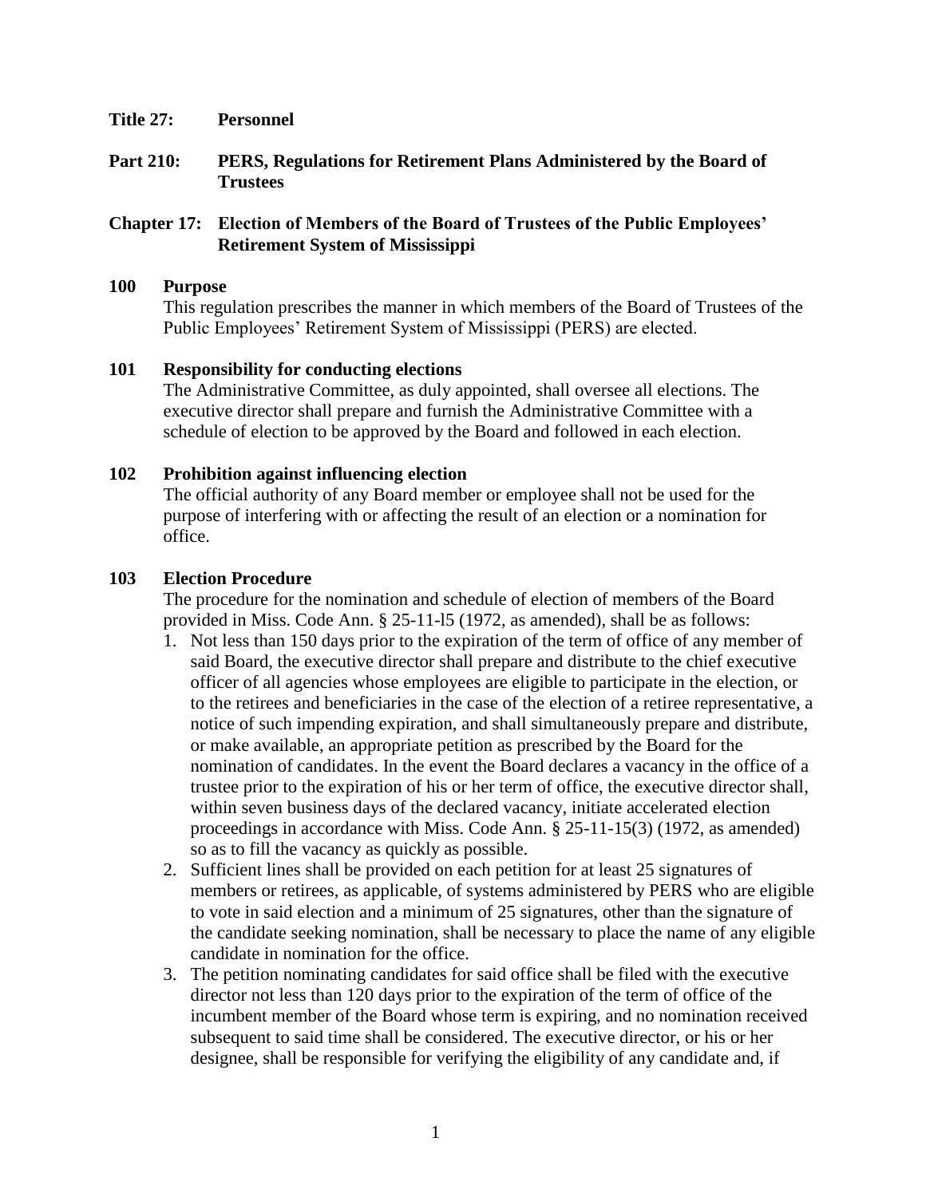**Title 27: Personnel**

**Part 210: PERS, Regulations for Retirement Plans Administered by the Board of Trustees**

**Chapter 17: Election of Members of the Board of Trustees of the Public Employees' Retirement System of Mississippi**

## 100 Purpose

This regulation prescribes the manner in which members of the Board of Trustees of the Public Employees' Retirement System of Mississippi (PERS) are elected.

## 101 Responsibility for conducting elections

The Administrative Committee, as duly appointed, shall oversee all elections. The executive director shall prepare and furnish the Administrative Committee with a schedule of election to be approved by the Board and followed in each election.

## 102 Prohibition against influencing election

The official authority of any Board member or employee shall not be used for the purpose of interfering with or affecting the result of an election or a nomination for office.

## 103 Election Procedure

The procedure for the nomination and schedule of election of members of the Board provided in Miss. Code Ann. § 25-11-l5 (1972, as amended), shall be as follows:

1. Not less than 150 days prior to the expiration of the term of office of any member of said Board, the executive director shall prepare and distribute to the chief executive officer of all agencies whose employees are eligible to participate in the election, or to the retirees and beneficiaries in the case of the election of a retiree representative, a notice of such impending expiration, and shall simultaneously prepare and distribute, or make available, an appropriate petition as prescribed by the Board for the nomination of candidates. In the event the Board declares a vacancy in the office of a trustee prior to the expiration of his or her term of office, the executive director shall, within seven business days of the declared vacancy, initiate accelerated election proceedings in accordance with Miss. Code Ann. § 25-11-15(3) (1972, as amended) so as to fill the vacancy as quickly as possible.
2. Sufficient lines shall be provided on each petition for at least 25 signatures of members or retirees, as applicable, of systems administered by PERS who are eligible to vote in said election and a minimum of 25 signatures, other than the signature of the candidate seeking nomination, shall be necessary to place the name of any eligible candidate in nomination for the office.
3. The petition nominating candidates for said office shall be filed with the executive director not less than 120 days prior to the expiration of the term of office of the incumbent member of the Board whose term is expiring, and no nomination received subsequent to said time shall be considered. The executive director, or his or her designee, shall be responsible for verifying the eligibility of any candidate and, if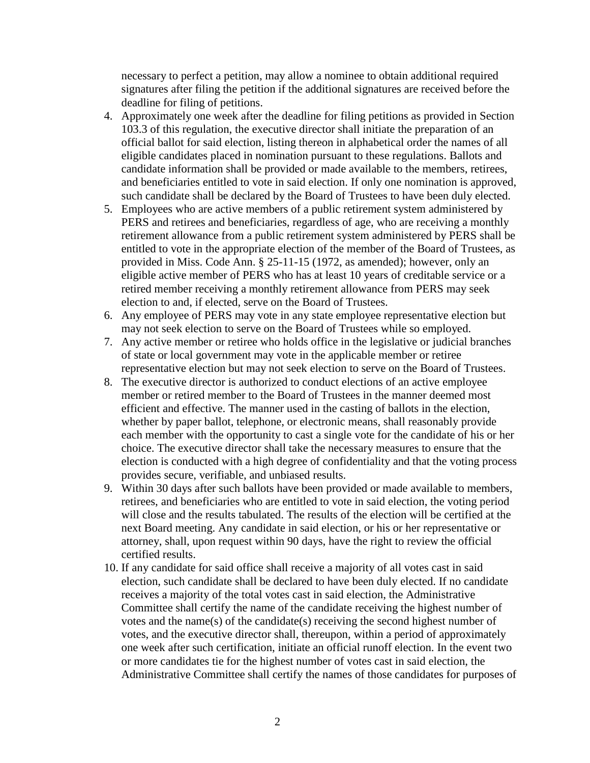necessary to perfect a petition, may allow a nominee to obtain additional required signatures after filing the petition if the additional signatures are received before the deadline for filing of petitions.

4. Approximately one week after the deadline for filing petitions as provided in Section 103.3 of this regulation, the executive director shall initiate the preparation of an official ballot for said election, listing thereon in alphabetical order the names of all eligible candidates placed in nomination pursuant to these regulations. Ballots and candidate information shall be provided or made available to the members, retirees, and beneficiaries entitled to vote in said election. If only one nomination is approved, such candidate shall be declared by the Board of Trustees to have been duly elected.
5. Employees who are active members of a public retirement system administered by PERS and retirees and beneficiaries, regardless of age, who are receiving a monthly retirement allowance from a public retirement system administered by PERS shall be entitled to vote in the appropriate election of the member of the Board of Trustees, as provided in Miss. Code Ann. § 25-11-15 (1972, as amended); however, only an eligible active member of PERS who has at least 10 years of creditable service or a retired member receiving a monthly retirement allowance from PERS may seek election to and, if elected, serve on the Board of Trustees.
6. Any employee of PERS may vote in any state employee representative election but may not seek election to serve on the Board of Trustees while so employed.
7. Any active member or retiree who holds office in the legislative or judicial branches of state or local government may vote in the applicable member or retiree representative election but may not seek election to serve on the Board of Trustees.
8. The executive director is authorized to conduct elections of an active employee member or retired member to the Board of Trustees in the manner deemed most efficient and effective. The manner used in the casting of ballots in the election, whether by paper ballot, telephone, or electronic means, shall reasonably provide each member with the opportunity to cast a single vote for the candidate of his or her choice. The executive director shall take the necessary measures to ensure that the election is conducted with a high degree of confidentiality and that the voting process provides secure, verifiable, and unbiased results.
9. Within 30 days after such ballots have been provided or made available to members, retirees, and beneficiaries who are entitled to vote in said election, the voting period will close and the results tabulated. The results of the election will be certified at the next Board meeting. Any candidate in said election, or his or her representative or attorney, shall, upon request within 90 days, have the right to review the official certified results.
10. If any candidate for said office shall receive a majority of all votes cast in said election, such candidate shall be declared to have been duly elected. If no candidate receives a majority of the total votes cast in said election, the Administrative Committee shall certify the name of the candidate receiving the highest number of votes and the name(s) of the candidate(s) receiving the second highest number of votes, and the executive director shall, thereupon, within a period of approximately one week after such certification, initiate an official runoff election. In the event two or more candidates tie for the highest number of votes cast in said election, the Administrative Committee shall certify the names of those candidates for purposes of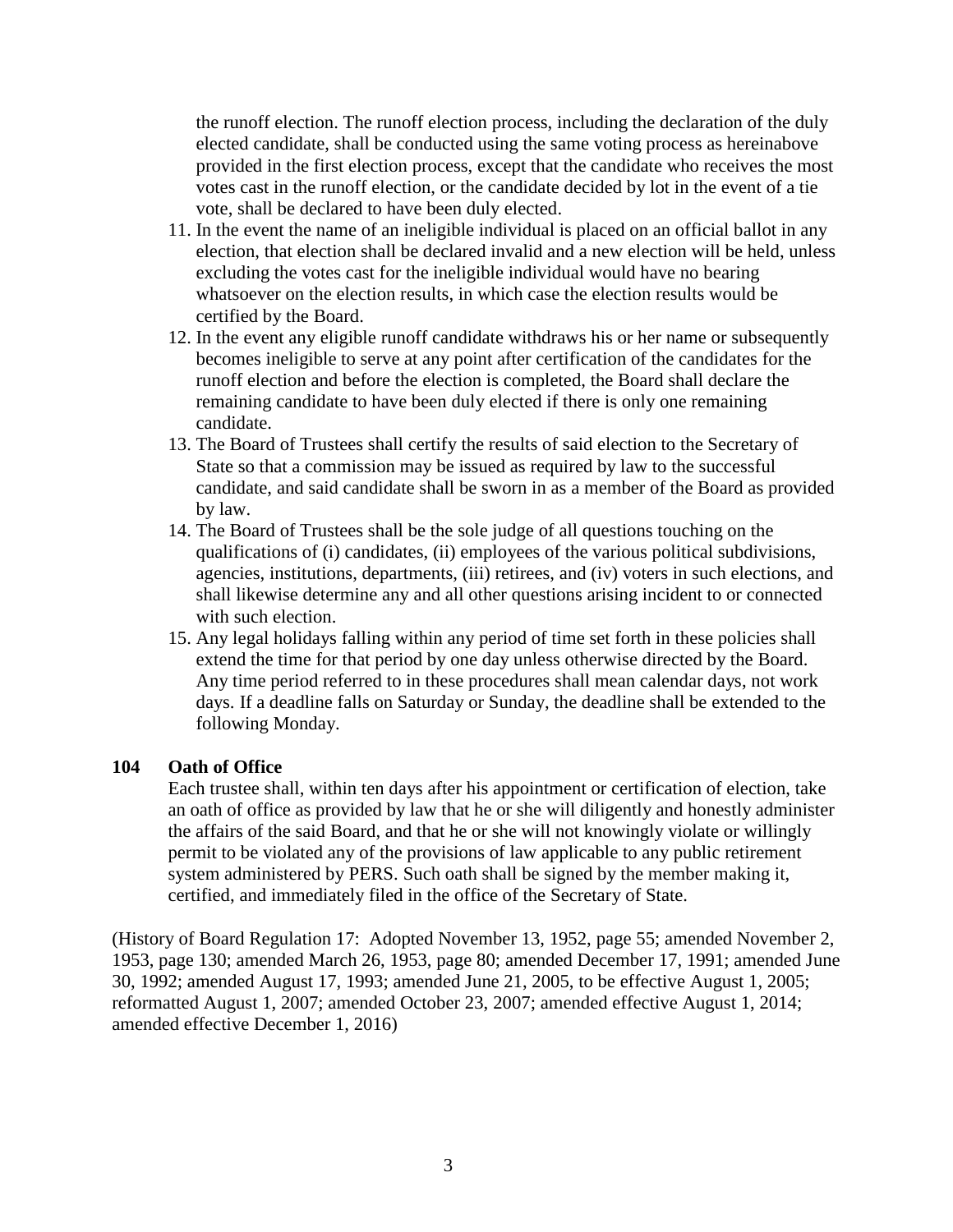the runoff election. The runoff election process, including the declaration of the duly elected candidate, shall be conducted using the same voting process as hereinabove provided in the first election process, except that the candidate who receives the most votes cast in the runoff election, or the candidate decided by lot in the event of a tie vote, shall be declared to have been duly elected.

11. In the event the name of an ineligible individual is placed on an official ballot in any election, that election shall be declared invalid and a new election will be held, unless excluding the votes cast for the ineligible individual would have no bearing whatsoever on the election results, in which case the election results would be certified by the Board.
12. In the event any eligible runoff candidate withdraws his or her name or subsequently becomes ineligible to serve at any point after certification of the candidates for the runoff election and before the election is completed, the Board shall declare the remaining candidate to have been duly elected if there is only one remaining candidate.
13. The Board of Trustees shall certify the results of said election to the Secretary of State so that a commission may be issued as required by law to the successful candidate, and said candidate shall be sworn in as a member of the Board as provided by law.
14. The Board of Trustees shall be the sole judge of all questions touching on the qualifications of (i) candidates, (ii) employees of the various political subdivisions, agencies, institutions, departments, (iii) retirees, and (iv) voters in such elections, and shall likewise determine any and all other questions arising incident to or connected with such election.
15. Any legal holidays falling within any period of time set forth in these policies shall extend the time for that period by one day unless otherwise directed by the Board. Any time period referred to in these procedures shall mean calendar days, not work days. If a deadline falls on Saturday or Sunday, the deadline shall be extended to the following Monday.

### 104 Oath of Office

Each trustee shall, within ten days after his appointment or certification of election, take an oath of office as provided by law that he or she will diligently and honestly administer the affairs of the said Board, and that he or she will not knowingly violate or willingly permit to be violated any of the provisions of law applicable to any public retirement system administered by PERS. Such oath shall be signed by the member making it, certified, and immediately filed in the office of the Secretary of State.

(History of Board Regulation 17: Adopted November 13, 1952, page 55; amended November 2, 1953, page 130; amended March 26, 1953, page 80; amended December 17, 1991; amended June 30, 1992; amended August 17, 1993; amended June 21, 2005, to be effective August 1, 2005; reformatted August 1, 2007; amended October 23, 2007; amended effective August 1, 2014; amended effective December 1, 2016)